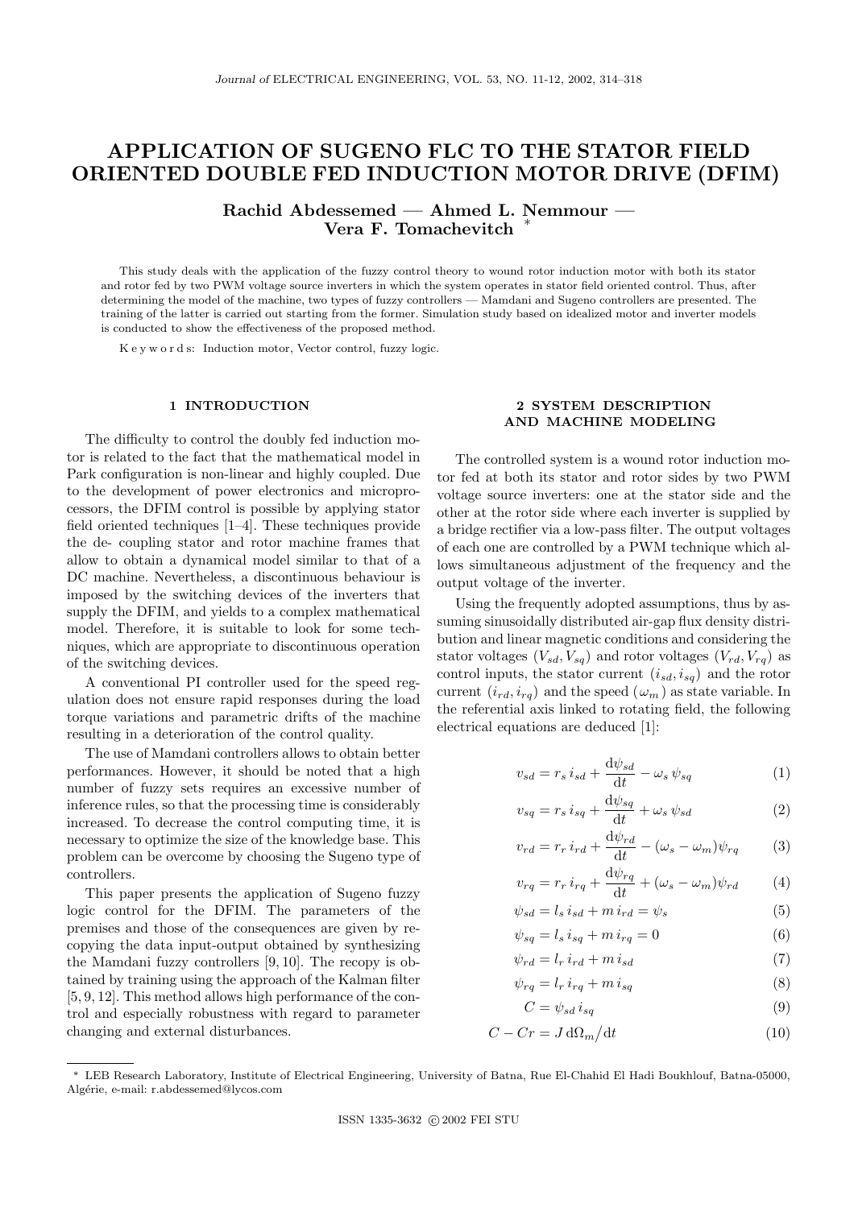# APPLICATION OF SUGENO FLC TO THE STATOR FIELD ORIENTED DOUBLE FED INDUCTION MOTOR DRIVE (DFIM)

**Rachid Abdessemed — Ahmed L. Nemmour — Vera F. Tomachevitch** *

This study deals with the application of the fuzzy control theory to wound rotor induction motor with both its stator and rotor fed by two PWM voltage source inverters in which the system operates in stator field oriented control. Thus, after determining the model of the machine, two types of fuzzy controllers — Mamdani and Sugeno controllers are presented. The training of the latter is carried out starting from the former. Simulation study based on idealized motor and inverter models is conducted to show the effectiveness of the proposed method.

K e y w o r d s: Induction motor, Vector control, fuzzy logic.

## 1 INTRODUCTION

The difficulty to control the doubly fed induction motor is related to the fact that the mathematical model in Park configuration is non-linear and highly coupled. Due to the development of power electronics and microprocessors, the DFIM control is possible by applying stator field oriented techniques [1–4]. These techniques provide the de- coupling stator and rotor machine frames that allow to obtain a dynamical model similar to that of a DC machine. Nevertheless, a discontinuous behaviour is imposed by the switching devices of the inverters that supply the DFIM, and yields to a complex mathematical model. Therefore, it is suitable to look for some techniques, which are appropriate to discontinuous operation of the switching devices.

A conventional PI controller used for the speed regulation does not ensure rapid responses during the load torque variations and parametric drifts of the machine resulting in a deterioration of the control quality.

The use of Mamdani controllers allows to obtain better performances. However, it should be noted that a high number of fuzzy sets requires an excessive number of inference rules, so that the processing time is considerably increased. To decrease the control computing time, it is necessary to optimize the size of the knowledge base. This problem can be overcome by choosing the Sugeno type of controllers.

This paper presents the application of Sugeno fuzzy logic control for the DFIM. The parameters of the premises and those of the consequences are given by recopying the data input-output obtained by synthesizing the Mamdani fuzzy controllers [9, 10]. The recopy is obtained by training using the approach of the Kalman filter [5, 9, 12]. This method allows high performance of the control and especially robustness with regard to parameter changing and external disturbances.

## 2 SYSTEM DESCRIPTION AND MACHINE MODELING

The controlled system is a wound rotor induction motor fed at both its stator and rotor sides by two PWM voltage source inverters: one at the stator side and the other at the rotor side where each inverter is supplied by a bridge rectifier via a low-pass filter. The output voltages of each one are controlled by a PWM technique which allows simultaneous adjustment of the frequency and the output voltage of the inverter.

Using the frequently adopted assumptions, thus by assuming sinusoidally distributed air-gap flux density distribution and linear magnetic conditions and considering the stator voltages $(V_{sd}, V_{sq})$ and rotor voltages $(V_{rd}, V_{rq})$ as control inputs, the stator current $(i_{sd}, i_{sq})$ and the rotor current $(i_{rd}, i_{rq})$ and the speed $(\omega_m)$ as state variable. In the referential axis linked to rotating field, the following electrical equations are deduced [1]:

$$v_{sd} = r_s\, i_{sd} + \frac{\mathrm{d}\psi_{sd}}{\mathrm{d}t} - \omega_s\, \psi_{sq} \tag{1}$$

$$v_{sq} = r_s\, i_{sq} + \frac{\mathrm{d}\psi_{sq}}{\mathrm{d}t} + \omega_s\, \psi_{sd} \tag{2}$$

$$v_{rd} = r_r\, i_{rd} + \frac{\mathrm{d}\psi_{rd}}{\mathrm{d}t} - (\omega_s - \omega_m)\psi_{rq} \tag{3}$$

$$v_{rq} = r_r\, i_{rq} + \frac{\mathrm{d}\psi_{rq}}{\mathrm{d}t} + (\omega_s - \omega_m)\psi_{rd} \tag{4}$$

$$\psi_{sd} = l_s\, i_{sd} + m\, i_{rd} = \psi_s \tag{5}$$

$$\psi_{sq} = l_s\, i_{sq} + m\, i_{rq} = 0 \tag{6}$$

$$\psi_{rd} = l_r\, i_{rd} + m\, i_{sd} \tag{7}$$

$$\psi_{rq} = l_r\, i_{rq} + m\, i_{sq} \tag{8}$$

$$C = \psi_{sd}\, i_{sq} \tag{9}$$

$$C - Cr = J\, \mathrm{d}\Omega_m / \mathrm{d}t \tag{10}$$

\* LEB Research Laboratory, Institute of Electrical Engineering, University of Batna, Rue El-Chahid El Hadi Boukhlouf, Batna-05000, Algérie, e-mail: r.abdessemed@lycos.com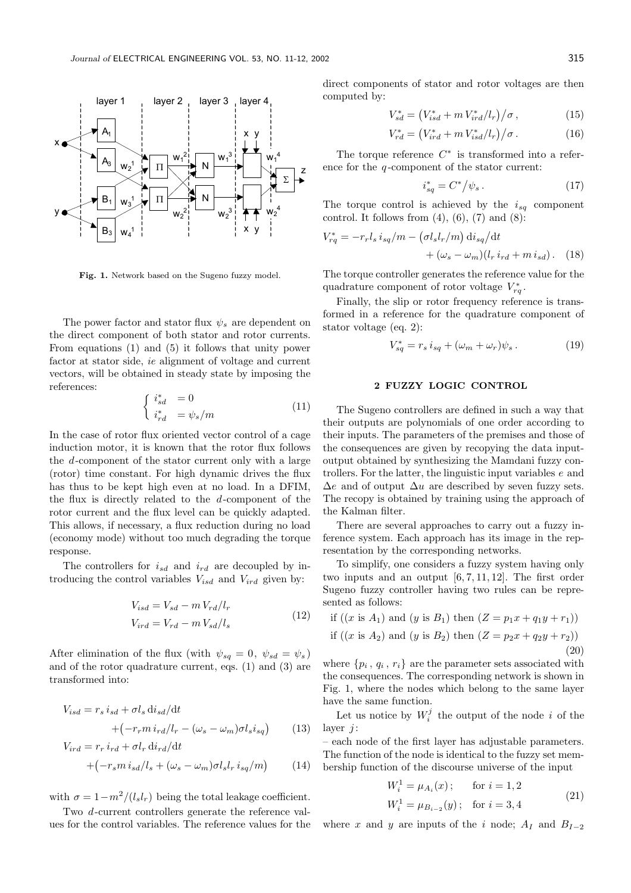**Fig. 1.** Network based on the Sugeno fuzzy model.

The power factor and stator flux $\psi_s$ are dependent on the direct component of both stator and rotor currents. From equations (1) and (5) it follows that unity power factor at stator side, *ie* alignment of voltage and current vectors, will be obtained in steady state by imposing the references:

$$\begin{cases} i^*_{sd} &= 0 \\ i^*_{rd} &= \psi_s/m \end{cases} \tag{11}$$

In the case of rotor flux oriented vector control of a cage induction motor, it is known that the rotor flux follows the $d$-component of the stator current only with a large (rotor) time constant. For high dynamic drives the flux has thus to be kept high even at no load. In a DFIM, the flux is directly related to the $d$-component of the rotor current and the flux level can be quickly adapted. This allows, if necessary, a flux reduction during no load (economy mode) without too much degrading the torque response.

The controllers for $i_{sd}$ and $i_{rd}$ are decoupled by introducing the control variables $V_{isd}$ and $V_{ird}$ given by:

$$\begin{aligned} V_{isd} &= V_{sd} - m\,V_{rd}/l_r \\ V_{ird} &= V_{rd} - m\,V_{sd}/l_s \end{aligned} \tag{12}$$

After elimination of the flux (with $\psi_{sq} = 0,\ \psi_{sd} = \psi_s$) and of the rotor quadrature current, eqs. (1) and (3) are transformed into:

$$\begin{aligned} V_{isd} = r_s\,i_{sd} &+ \sigma l_s\,\mathrm{d}i_{sd}/\mathrm{d}t \\ &+ \big(-r_r m\,i_{rd}/l_r - (\omega_s - \omega_m)\sigma l_s i_{sq}\big) \end{aligned} \tag{13}$$

$$\begin{aligned} V_{ird} = r_r\,i_{rd} &+ \sigma l_r\,\mathrm{d}i_{rd}/\mathrm{d}t \\ &+ \big(-r_s m\,i_{sd}/l_s + (\omega_s - \omega_m)\sigma l_s l_r\,i_{sq}/m\big) \end{aligned} \tag{14}$$

with $\sigma = 1 - m^2/(l_s l_r)$ being the total leakage coefficient.

Two $d$-current controllers generate the reference values for the control variables. The reference values for the direct components of stator and rotor voltages are then computed by:

$$V^*_{sd} = \big(V^*_{isd} + m\,V^*_{ird}/l_r\big)/\sigma\,, \tag{15}$$

$$V^*_{rd} = \big(V^*_{ird} + m\,V^*_{isd}/l_r\big)/\sigma\,. \tag{16}$$

The torque reference $C^*$ is transformed into a reference for the $q$-component of the stator current:

$$i^*_{sq} = C^*/\psi_s\,. \tag{17}$$

The torque control is achieved by the $i_{sq}$ component control. It follows from (4), (6), (7) and (8):

$$\begin{aligned} V^*_{rq} = -r_r l_s\,i_{sq}/m &- \big(\sigma l_s l_r/m\big)\,\mathrm{d}i_{sq}/\mathrm{d}t \\ &+ (\omega_s - \omega_m)(l_r\,i_{rd} + m\,i_{sd})\,. \end{aligned} \tag{18}$$

The torque controller generates the reference value for the quadrature component of rotor voltage $V^*_{rq}$.

Finally, the slip or rotor frequency reference is transformed in a reference for the quadrature component of stator voltage (eq. 2):

$$V^*_{sq} = r_s\,i_{sq} + (\omega_m + \omega_r)\psi_s\,. \tag{19}$$

## 2 FUZZY LOGIC CONTROL

The Sugeno controllers are defined in such a way that their outputs are polynomials of one order according to their inputs. The parameters of the premises and those of the consequences are given by recopying the data input-output obtained by synthesizing the Mamdani fuzzy controllers. For the latter, the linguistic input variables $e$ and $\Delta e$ and of output $\Delta u$ are described by seven fuzzy sets. The recopy is obtained by training using the approach of the Kalman filter.

There are several approaches to carry out a fuzzy inference system. Each approach has its image in the representation by the corresponding networks.

To simplify, one considers a fuzzy system having only two inputs and an output [6, 7, 11, 12]. The first order Sugeno fuzzy controller having two rules can be represented as follows:

$$\begin{aligned} &\text{if } ((x \text{ is } A_1) \text{ and } (y \text{ is } B_1) \text{ then } (Z = p_1 x + q_1 y + r_1)) \\ &\text{if } ((x \text{ is } A_2) \text{ and } (y \text{ is } B_2) \text{ then } (Z = p_2 x + q_2 y + r_2)) \end{aligned} \tag{20}$$

where $\{p_i\,,\,q_i\,,\,r_i\}$ are the parameter sets associated with the consequences. The corresponding network is shown in Fig. 1, where the nodes which belong to the same layer have the same function.

Let us notice by $W^j_i$ the output of the node $i$ of the layer $j$:

– each node of the first layer has adjustable parameters. The function of the node is identical to the fuzzy set membership function of the discourse universe of the input

$$\begin{aligned} W^1_i &= \mu_{A_i}(x)\,; \quad &\text{for } i = 1, 2 \\ W^1_i &= \mu_{B_{i-2}}(y)\,; \quad &\text{for } i = 3, 4 \end{aligned} \tag{21}$$

where $x$ and $y$ are inputs of the $i$ node; $A_I$ and $B_{I-2}$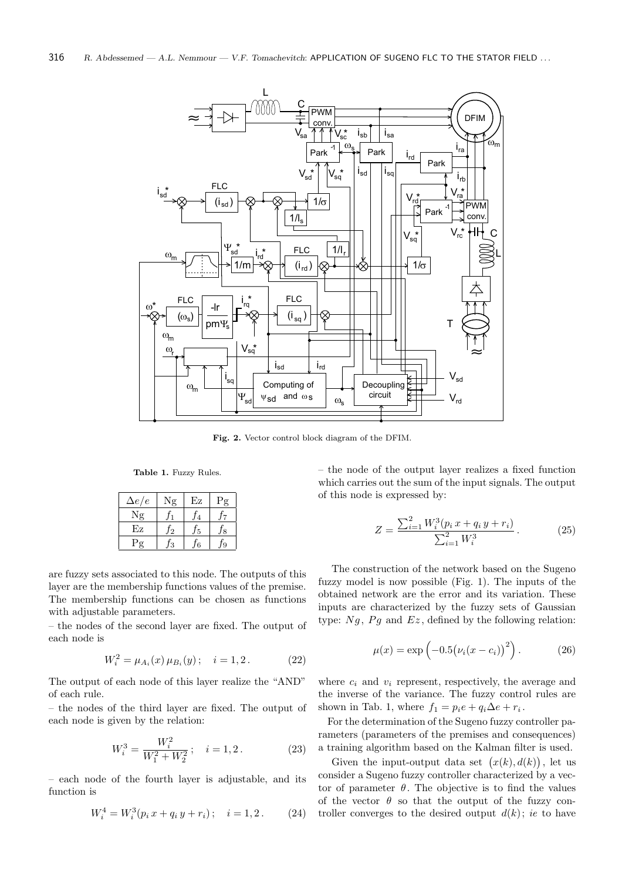Fig. 2. Vector control block diagram of the DFIM.

Table 1. Fuzzy Rules.

| $\Delta e/e$ | Ng | Ez | Pg |
|---|---|---|---|
| Ng | $f_1$ | $f_4$ | $f_7$ |
| Ez | $f_2$ | $f_5$ | $f_8$ |
| Pg | $f_3$ | $f_6$ | $f_9$ |

are fuzzy sets associated to this node. The outputs of this layer are the membership functions values of the premise. The membership functions can be chosen as functions with adjustable parameters.

– the nodes of the second layer are fixed. The output of each node is

$$W_i^2 = \mu_{A_i}(x)\,\mu_{B_i}(y)\,; \quad i = 1, 2\,. \tag{22}$$

The output of each node of this layer realize the "AND" of each rule.

– the nodes of the third layer are fixed. The output of each node is given by the relation:

$$W_i^3 = \frac{W_i^2}{W_1^2 + W_2^2}\,; \quad i = 1, 2\,. \tag{23}$$

– each node of the fourth layer is adjustable, and its function is

$$W_i^4 = W_i^3(p_i\,x + q_i\,y + r_i)\,; \quad i = 1, 2\,. \tag{24}$$

– the node of the output layer realizes a fixed function which carries out the sum of the input signals. The output of this node is expressed by:

$$Z = \frac{\sum_{i=1}^{2} W_i^3(p_i\,x + q_i\,y + r_i)}{\sum_{i=1}^{2} W_i^3}\,. \tag{25}$$

The construction of the network based on the Sugeno fuzzy model is now possible (Fig. 1). The inputs of the obtained network are the error and its variation. These inputs are characterized by the fuzzy sets of Gaussian type: $Ng$, $Pg$ and $Ez$, defined by the following relation:

$$\mu(x) = \exp\Big(-0.5\big(\nu_i(x - c_i)\big)^2\Big)\,. \tag{26}$$

where $c_i$ and $v_i$ represent, respectively, the average and the inverse of the variance. The fuzzy control rules are shown in Tab. 1, where $f_1 = p_i e + q_i \Delta e + r_i$.

For the determination of the Sugeno fuzzy controller parameters (parameters of the premises and consequences) a training algorithm based on the Kalman filter is used.

Given the input-output data set $\big(x(k), d(k)\big)$, let us consider a Sugeno fuzzy controller characterized by a vector of parameter $\theta$. The objective is to find the values of the vector $\theta$ so that the output of the fuzzy controller converges to the desired output $d(k)$; *ie* to have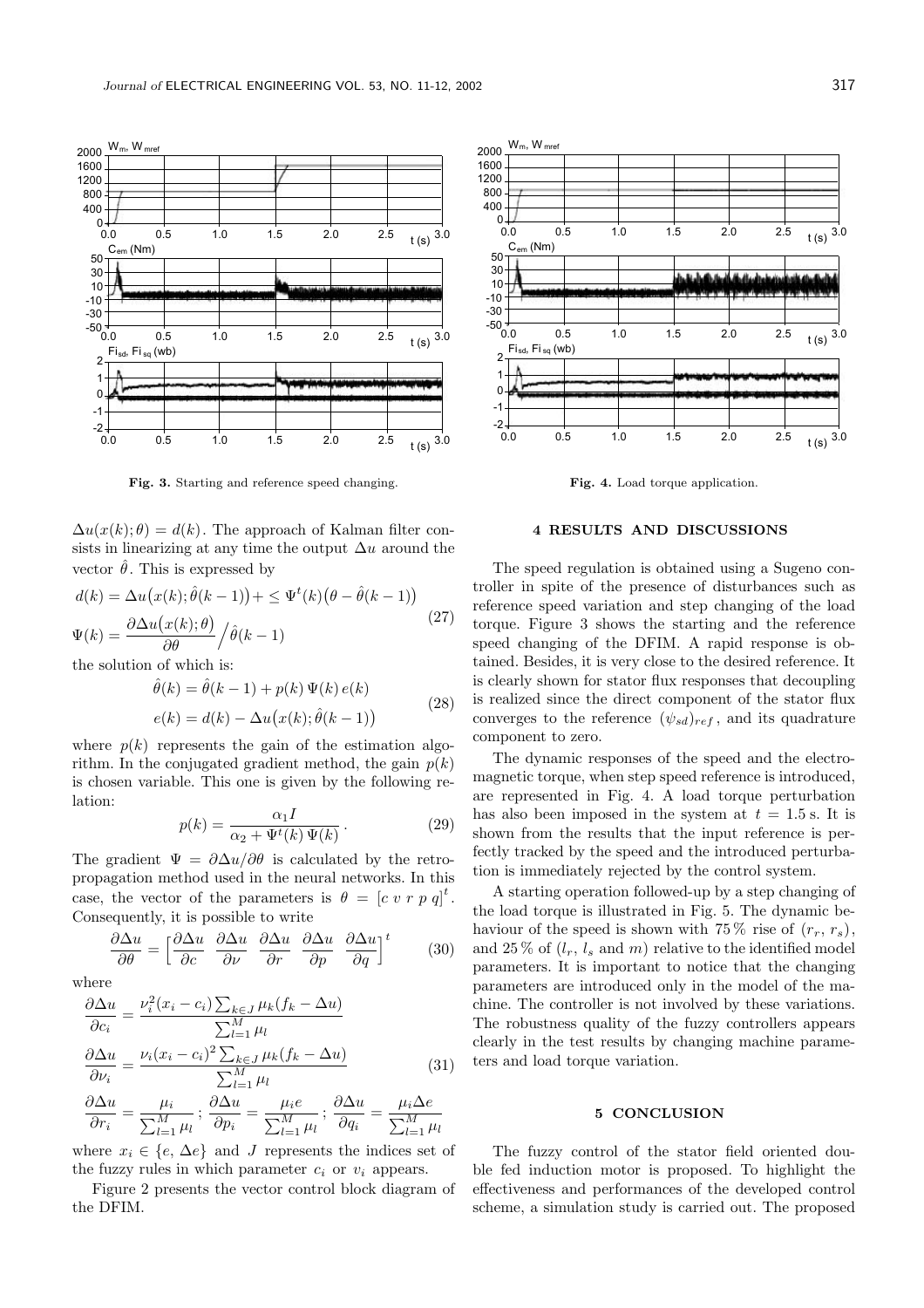Fig. 3. Starting and reference speed changing.

Fig. 4. Load torque application.

$\Delta u(x(k);\theta) = d(k)$. The approach of Kalman filter consists in linearizing at any time the output $\Delta u$ around the vector $\hat{\theta}$. This is expressed by

$$d(k) = \Delta u\big(x(k);\hat{\theta}(k-1)\big) + \leq \Psi^t(k)\big(\theta - \hat{\theta}(k-1)\big)$$
$$\Psi(k) = \frac{\partial \Delta u\big(x(k);\theta\big)}{\partial \theta} \Big/ \hat{\theta}(k-1) \tag{27}$$

the solution of which is:

$$\hat{\theta}(k) = \hat{\theta}(k-1) + p(k)\,\Psi(k)\,e(k)$$
$$e(k) = d(k) - \Delta u\big(x(k);\hat{\theta}(k-1)\big) \tag{28}$$

where $p(k)$ represents the gain of the estimation algorithm. In the conjugated gradient method, the gain $p(k)$ is chosen variable. This one is given by the following relation:

$$p(k) = \frac{\alpha_1 I}{\alpha_2 + \Psi^t(k)\,\Psi(k)}\,. \tag{29}$$

The gradient $\Psi = \partial \Delta u / \partial \theta$ is calculated by the retropropagation method used in the neural networks. In this case, the vector of the parameters is $\theta = [c\ v\ r\ p\ q]^t$. Consequently, it is possible to write

$$\frac{\partial \Delta u}{\partial \theta} = \Big[\frac{\partial \Delta u}{\partial c}\ \ \frac{\partial \Delta u}{\partial \nu}\ \ \frac{\partial \Delta u}{\partial r}\ \ \frac{\partial \Delta u}{\partial p}\ \ \frac{\partial \Delta u}{\partial q}\Big]^t \tag{30}$$

where

$$\frac{\partial \Delta u}{\partial c_i} = \frac{\nu_i^2 (x_i - c_i) \sum_{k \in J} \mu_k (f_k - \Delta u)}{\sum_{l=1}^{M} \mu_l}$$
$$\frac{\partial \Delta u}{\partial \nu_i} = \frac{\nu_i (x_i - c_i)^2 \sum_{k \in J} \mu_k (f_k - \Delta u)}{\sum_{l=1}^{M} \mu_l} \tag{31}$$
$$\frac{\partial \Delta u}{\partial r_i} = \frac{\mu_i}{\sum_{l=1}^{M} \mu_l}\,;\ \frac{\partial \Delta u}{\partial p_i} = \frac{\mu_i e}{\sum_{l=1}^{M} \mu_l}\,;\ \frac{\partial \Delta u}{\partial q_i} = \frac{\mu_i \Delta e}{\sum_{l=1}^{M} \mu_l}$$

where $x_i \in \{e, \Delta e\}$ and $J$ represents the indices set of the fuzzy rules in which parameter $c_i$ or $v_i$ appears.

Figure 2 presents the vector control block diagram of the DFIM.

## 4 RESULTS AND DISCUSSIONS

The speed regulation is obtained using a Sugeno controller in spite of the presence of disturbances such as reference speed variation and step changing of the load torque. Figure 3 shows the starting and the reference speed changing of the DFIM. A rapid response is obtained. Besides, it is very close to the desired reference. It is clearly shown for stator flux responses that decoupling is realized since the direct component of the stator flux converges to the reference $(\psi_{sd})_{ref}$, and its quadrature component to zero.

The dynamic responses of the speed and the electromagnetic torque, when step speed reference is introduced, are represented in Fig. 4. A load torque perturbation has also been imposed in the system at $t = 1.5$ s. It is shown from the results that the input reference is perfectly tracked by the speed and the introduced perturbation is immediately rejected by the control system.

A starting operation followed-up by a step changing of the load torque is illustrated in Fig. 5. The dynamic behaviour of the speed is shown with 75 % rise of $(r_r, r_s)$, and 25 % of ($l_r$, $l_s$ and $m$) relative to the identified model parameters. It is important to notice that the changing parameters are introduced only in the model of the machine. The controller is not involved by these variations. The robustness quality of the fuzzy controllers appears clearly in the test results by changing machine parameters and load torque variation.

## 5 CONCLUSION

The fuzzy control of the stator field oriented double fed induction motor is proposed. To highlight the effectiveness and performances of the developed control scheme, a simulation study is carried out. The proposed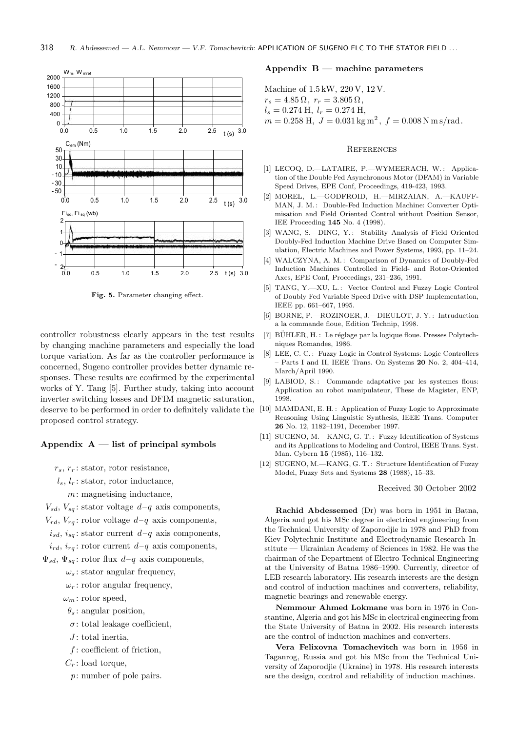Wm, W mref

2000
1600
1200
800
400
0

0.0 0.5 1.0 1.5 2.0 2.5 t (s) 3.0

Cem (Nm)

50
30
10
- 10
- 30
- 50

0.0 0.5 1.0 1.5 2.0 2.5 t (s) 3.0

Fisd, Fi sq (wb)

2
1
0
- 1
- 2

0.0 0.5 1.0 1.5 2.0 2.5 t (s) 3.0

**Fig. 5.** Parameter changing effect.

controller robustness clearly appears in the test results by changing machine parameters and especially the load torque variation. As far as the controller performance is concerned, Sugeno controller provides better dynamic responses. These results are confirmed by the experimental works of Y. Tang [5]. Further study, taking into account inverter switching losses and DFIM magnetic saturation, deserve to be performed in order to definitely validate the proposed control strategy.

## Appendix A — list of principal symbols

$r_s$, $r_r$ : stator, rotor resistance,

$l_s$, $l_r$ : stator, rotor inductance,

$m$ : magnetising inductance,

$V_{sd}$, $V_{sq}$ : stator voltage $d$–$q$ axis components,

$V_{rd}$, $V_{rq}$ : rotor voltage $d$–$q$ axis components,

$i_{sd}$, $i_{sq}$ : stator current $d$–$q$ axis components,

$i_{rd}$, $i_{rq}$ : rotor current $d$–$q$ axis components,

$\Psi_{sd}$, $\Psi_{sq}$ : rotor flux $d$–$q$ axis components,

$\omega_s$ : stator angular frequency,

$\omega_r$ : rotor angular frequency,

$\omega_m$ : rotor speed,

$\theta_s$ : angular position,

$\sigma$ : total leakage coefficient,

$J$ : total inertia,

$f$ : coefficient of friction,

$C_r$ : load torque,

$p$ : number of pole pairs.

## Appendix B — machine parameters

Machine of 1.5 kW, 220 V, 12 V.
$r_s = 4.85\,\Omega$, $r_r = 3.805\,\Omega$,
$l_s = 0.274$ H, $l_r = 0.274$ H,
$m = 0.258$ H, $J = 0.031\,\mathrm{kg\,m^2}$, $f = 0.008\,\mathrm{N\,m\,s/rad}$.

## References

[1] LECOQ, D.—LATAIRE, P.—WYMEERACH, W. : Application of the Double Fed Asynchronous Motor (DFAM) in Variable Speed Drives, EPE Conf, Proceedings, 419-423, 1993.

[2] MOREL, L.—GODFROID, H.—MIRZAIAN, A.—KAUFFMAN, J. M. : Double-Fed Induction Machine: Converter Optimisation and Field Oriented Control without Position Sensor, IEE Proceeding **145** No. 4 (1998).

[3] WANG, S.—DING, Y. : Stability Analysis of Field Oriented Doubly-Fed Induction Machine Drive Based on Computer Simulation, Electric Machines and Power Systems, 1993, pp. 11–24.

[4] WALCZYNA, A. M. : Comparison of Dynamics of Doubly-Fed Induction Machines Controlled in Field- and Rotor-Oriented Axes, EPE Conf, Proceedings, 231–236, 1991.

[5] TANG, Y.—XU, L. : Vector Control and Fuzzy Logic Control of Doubly Fed Variable Speed Drive with DSP Implementation, IEEE pp. 661–667, 1995.

[6] BORNE, P.—ROZINOER, J.—DIEULOT, J. Y. : Intruduction a la commande floue, Edition Technip, 1998.

[7] BÜHLER, H. : Le réglage par la logique floue. Presses Polytechniques Romandes, 1986.

[8] LEE, C. C. : Fuzzy Logic in Control Systems: Logic Controllers – Parts I and II, IEEE Trans. On Systems **20** No. 2, 404–414, March/April 1990.

[9] LABIOD, S. : Commande adaptative par les systemes flous: Application au robot manipulateur, These de Magister, ENP, 1998.

[10] MAMDANI, E. H. : Application of Fuzzy Logic to Approximate Reasoning Using Linguistic Synthesis, IEEE Trans. Computer **26** No. 12, 1182–1191, December 1997.

[11] SUGENO, M.—KANG, G. T. : Fuzzy Identification of Systems and its Applications to Modeling and Control, IEEE Trans. Syst. Man. Cybern **15** (1985), 116–132.

[12] SUGENO, M.—KANG, G. T. : Structure Identification of Fuzzy Model, Fuzzy Sets and Systems **28** (1988), 15–33.

Received 30 October 2002

**Rachid Abdessemed** (Dr) was born in 1951 in Batna, Algeria and got his MSc degree in electrical engineering from the Technical University of Zaporodjie in 1978 and PhD from Kiev Polytechnic Institute and Electrodynamic Research Institute — Ukrainian Academy of Sciences in 1982. He was the chairman of the Department of Electro-Technical Engineering at the University of Batna 1986–1990. Currently, director of LEB research laboratory. His research interests are the design and control of induction machines and converters, reliability, magnetic bearings and renewable energy.

**Nemmour Ahmed Lokmane** was born in 1976 in Constantine, Algeria and got his MSc in electrical engineering from the State University of Batna in 2002. His research interests are the control of induction machines and converters.

**Vera Felixovna Tomachevitch** was born in 1956 in Taganrog, Russia and got his MSc from the Technical University of Zaporodjie (Ukraine) in 1978. His research interests are the design, control and reliability of induction machines.